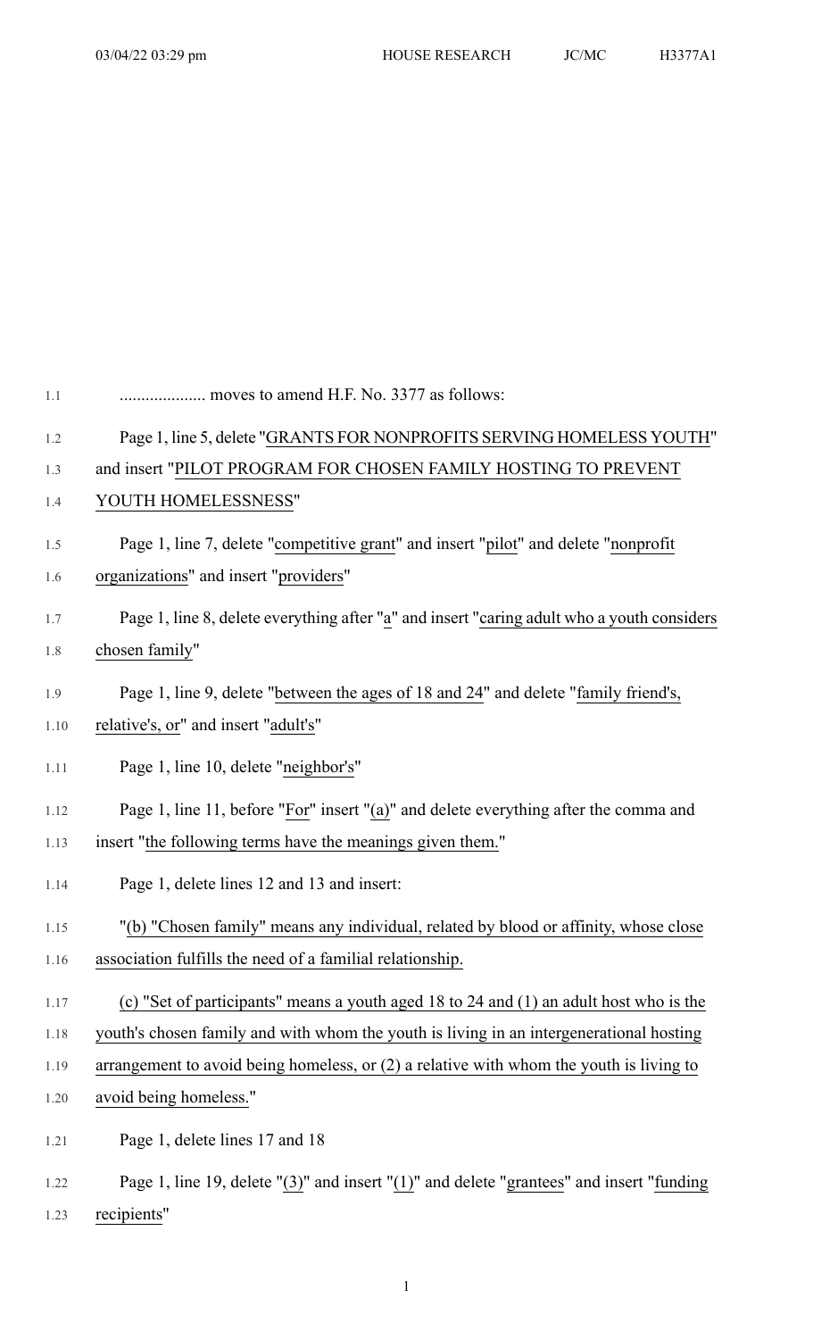.................... moves to amend H.F. No. 3377 as follows:

Page 1, line 5, delete "GRANTS FOR NONPROFITS SERVING HOMELESS YOUTH" and insert "PILOT PROGRAM FOR CHOSEN FAMILY HOSTING TO PREVENT YOUTH HOMELESSNESS"

Page 1, line 7, delete "competitive grant" and insert "pilot" and delete "nonprofit organizations" and insert "providers"

Page 1, line 8, delete everything after "a" and insert "caring adult who a youth considers chosen family"

Page 1, line 9, delete "between the ages of 18 and 24" and delete "family friend's, relative's, or" and insert "adult's"

Page 1, line 10, delete "neighbor's"

Page 1, line 11, before "For" insert "(a)" and delete everything after the comma and insert "the following terms have the meanings given them."

Page 1, delete lines 12 and 13 and insert:

"(b) "Chosen family" means any individual, related by blood or affinity, whose close association fulfills the need of a familial relationship.

(c) "Set of participants" means a youth aged 18 to 24 and (1) an adult host who is the youth's chosen family and with whom the youth is living in an intergenerational hosting arrangement to avoid being homeless, or (2) a relative with whom the youth is living to avoid being homeless."

Page 1, delete lines 17 and 18

Page 1, line 19, delete "(3)" and insert "(1)" and delete "grantees" and insert "funding recipients"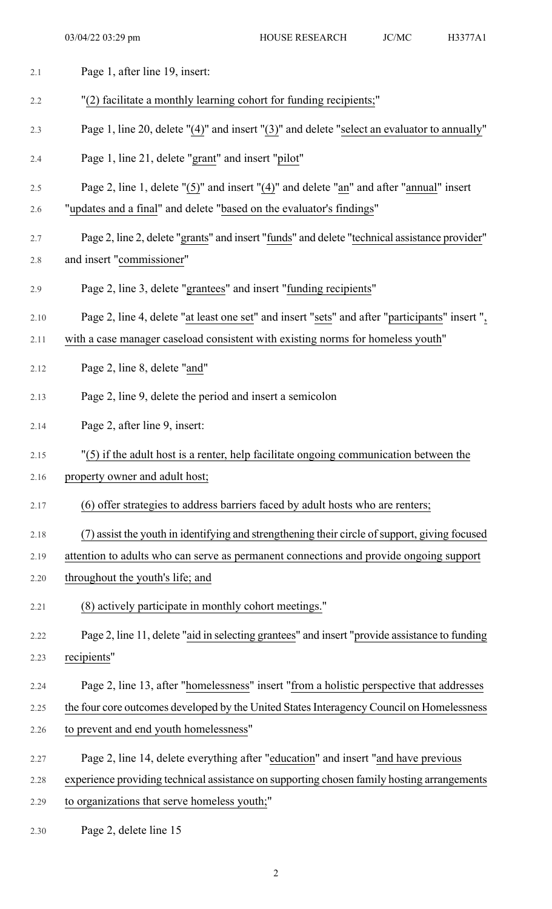2.1 Page 1, after line 19, insert:

2.2 "(2) facilitate a monthly learning cohort for funding recipients;"

2.3 Page 1, line 20, delete "(4)" and insert "(3)" and delete "select an evaluator to annually"

2.4 Page 1, line 21, delete "grant" and insert "pilot"

2.5 Page 2, line 1, delete "(5)" and insert "(4)" and delete "an" and after "annual" insert
2.6 "updates and a final" and delete "based on the evaluator's findings"

2.7 Page 2, line 2, delete "grants" and insert "funds" and delete "technical assistance provider"
2.8 and insert "commissioner"

2.9 Page 2, line 3, delete "grantees" and insert "funding recipients"

2.10 Page 2, line 4, delete "at least one set" and insert "sets" and after "participants" insert ",
2.11 with a case manager caseload consistent with existing norms for homeless youth"

2.12 Page 2, line 8, delete "and"

2.13 Page 2, line 9, delete the period and insert a semicolon

2.14 Page 2, after line 9, insert:

2.15 "(5) if the adult host is a renter, help facilitate ongoing communication between the
2.16 property owner and adult host;

2.17 (6) offer strategies to address barriers faced by adult hosts who are renters;

2.18 (7) assist the youth in identifying and strengthening their circle of support, giving focused
2.19 attention to adults who can serve as permanent connections and provide ongoing support
2.20 throughout the youth's life; and

2.21 (8) actively participate in monthly cohort meetings."

2.22 Page 2, line 11, delete "aid in selecting grantees" and insert "provide assistance to funding
2.23 recipients"

2.24 Page 2, line 13, after "homelessness" insert "from a holistic perspective that addresses
2.25 the four core outcomes developed by the United States Interagency Council on Homelessness
2.26 to prevent and end youth homelessness"

2.27 Page 2, line 14, delete everything after "education" and insert "and have previous
2.28 experience providing technical assistance on supporting chosen family hosting arrangements
2.29 to organizations that serve homeless youth;"

2.30 Page 2, delete line 15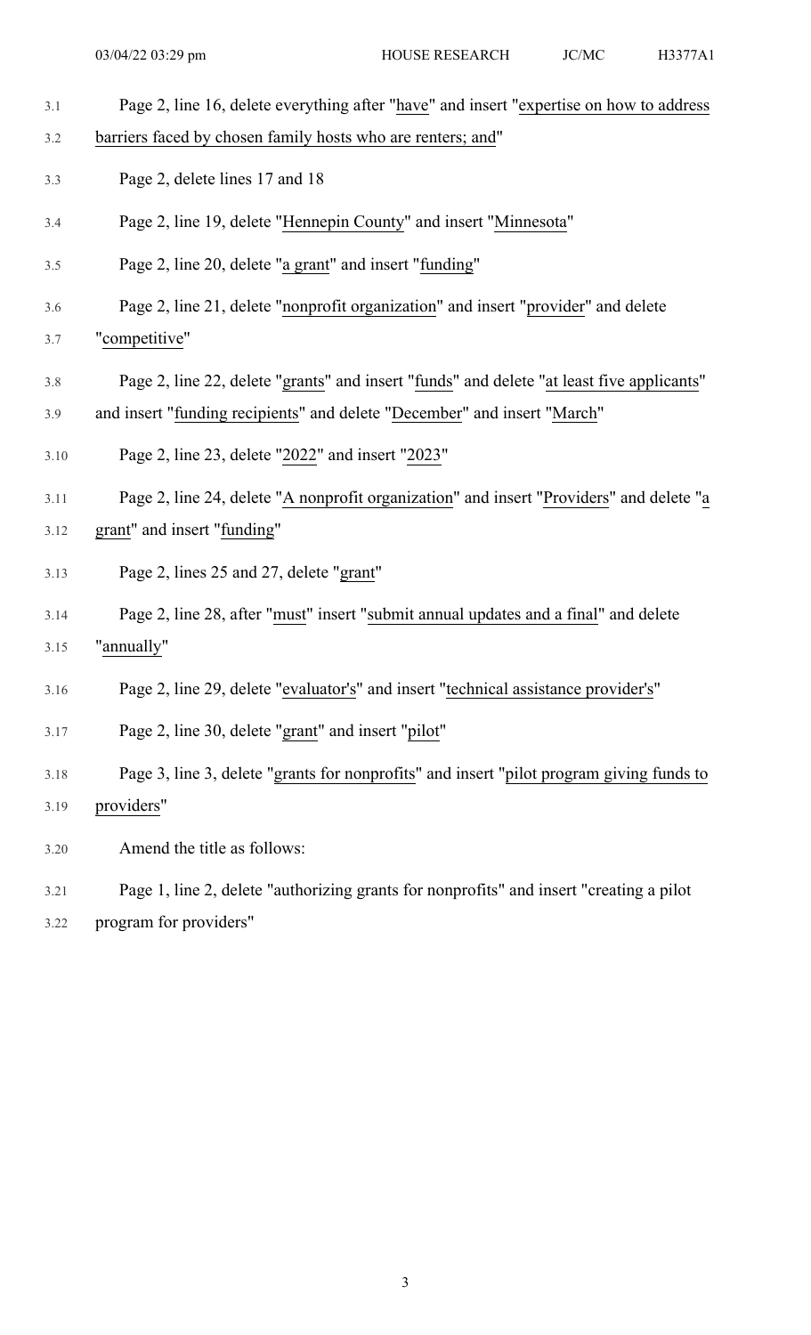Page 2, line 16, delete everything after "have" and insert "expertise on how to address barriers faced by chosen family hosts who are renters; and"

Page 2, delete lines 17 and 18

Page 2, line 19, delete "Hennepin County" and insert "Minnesota"

Page 2, line 20, delete "a grant" and insert "funding"

Page 2, line 21, delete "nonprofit organization" and insert "provider" and delete "competitive"

Page 2, line 22, delete "grants" and insert "funds" and delete "at least five applicants" and insert "funding recipients" and delete "December" and insert "March"

Page 2, line 23, delete "2022" and insert "2023"

Page 2, line 24, delete "A nonprofit organization" and insert "Providers" and delete "a grant" and insert "funding"

Page 2, lines 25 and 27, delete "grant"

Page 2, line 28, after "must" insert "submit annual updates and a final" and delete "annually"

Page 2, line 29, delete "evaluator's" and insert "technical assistance provider's"

Page 2, line 30, delete "grant" and insert "pilot"

Page 3, line 3, delete "grants for nonprofits" and insert "pilot program giving funds to providers"

Amend the title as follows:

Page 1, line 2, delete "authorizing grants for nonprofits" and insert "creating a pilot program for providers"